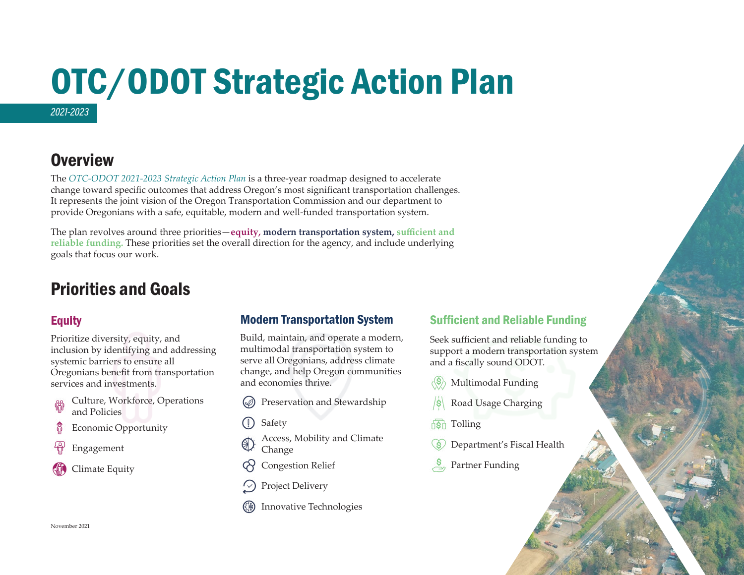# OTC/ODOT Strategic Action Plan

*2021-2023*

## Overview

The *OTC-ODOT 2021-2023 Strategic Action Plan* is a three-year roadmap designed to accelerate change toward specific outcomes that address Oregon's most significant transportation challenges. It represents the joint vision of the Oregon Transportation Commission and our department to provide Oregonians with a safe, equitable, modern and well-funded transportation system.

The plan revolves around three priorities—**equity, modern transportation system, sufficient and reliable funding.** These priorities set the overall direction for the agency, and include underlying goals that focus our work.

## Priorities and Goals

### Equity

Prioritize diversity, equity, and inclusion by identifying and addressing systemic barriers to ensure all Oregonians benefit from transportation services and investments.

- Culture, Workforce, Operations and Policies
- Economic Opportunity
- Engagement
- Climate Equity

### Modern Transportation System

Build, maintain, and operate a modern, multimodal transportation system to serve all Oregonians, address climate change, and help Oregon communities and economies thrive.

- Preservation and Stewardship
- Safety
- Access, Mobility and Climate Change
- Congestion Relief
- Project Delivery
- Innovative Technologies

### Sufficient and Reliable Funding

Seek sufficient and reliable funding to support a modern transportation system and a fiscally sound ODOT.

- Multimodal Funding
- Road Usage Charging
- Tolling
- Department's Fiscal Health
- Partner Funding

November 2021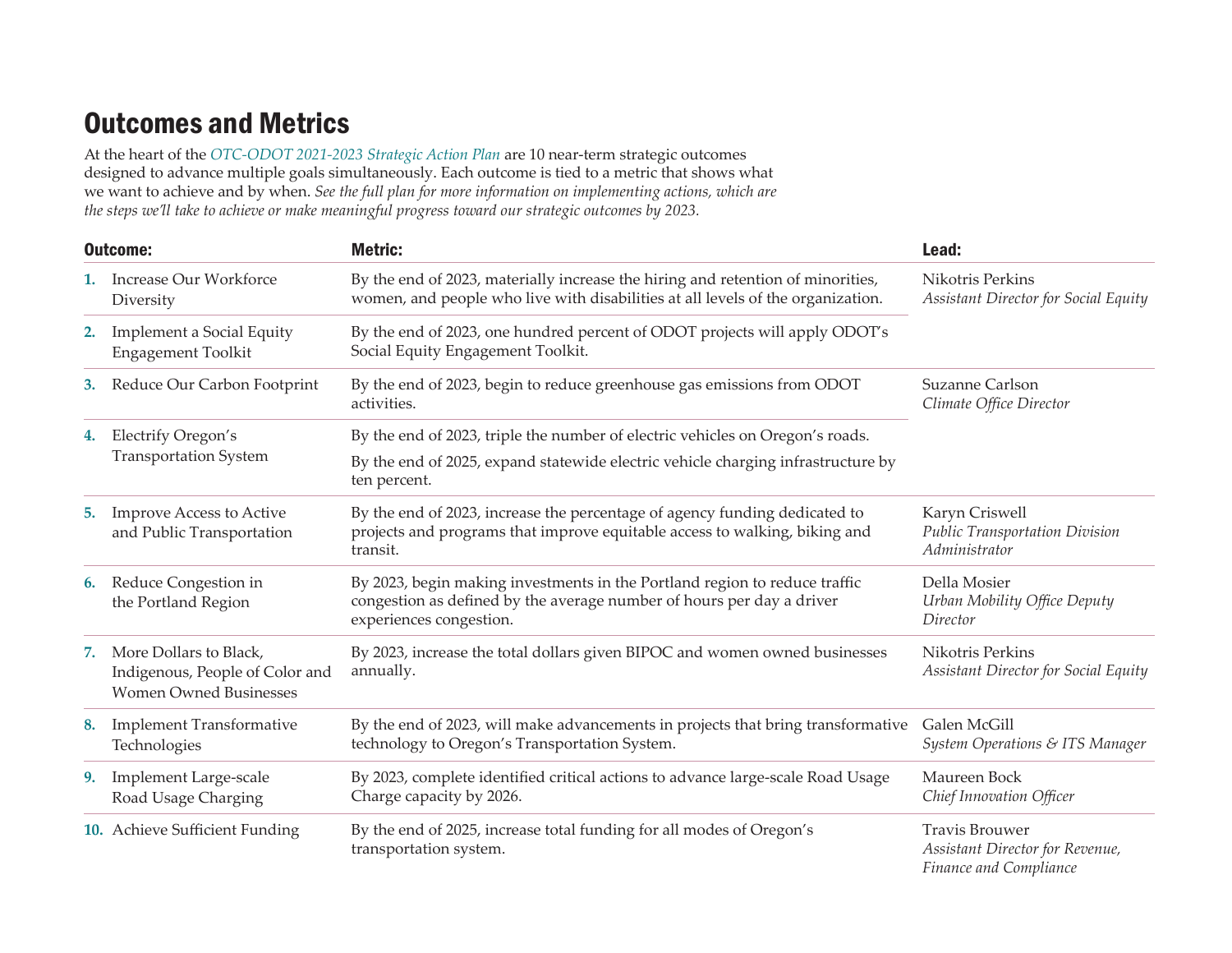# Outcomes and Metrics

At the heart of the *OTC-ODOT 2021-2023 Strategic Action Plan* are 10 near-term strategic outcomes designed to advance multiple goals simultaneously. Each outcome is tied to a metric that shows what we want to achieve and by when. *See the full plan for more information on implementing actions, which are the steps we'll take to achieve or make meaningful progress toward our strategic outcomes by 2023.*

| Outcome: | Metric: | Lead: |
|---|---|---|
| **1.** Increase Our Workforce Diversity | By the end of 2023, materially increase the hiring and retention of minorities, women, and people who live with disabilities at all levels of the organization. | Nikotris Perkins *Assistant Director for Social Equity* |
| **2.** Implement a Social Equity Engagement Toolkit | By the end of 2023, one hundred percent of ODOT projects will apply ODOT's Social Equity Engagement Toolkit. | |
| **3.** Reduce Our Carbon Footprint | By the end of 2023, begin to reduce greenhouse gas emissions from ODOT activities. | Suzanne Carlson *Climate Office Director* |
| **4.** Electrify Oregon's Transportation System | By the end of 2023, triple the number of electric vehicles on Oregon's roads. By the end of 2025, expand statewide electric vehicle charging infrastructure by ten percent. | |
| **5.** Improve Access to Active and Public Transportation | By the end of 2023, increase the percentage of agency funding dedicated to projects and programs that improve equitable access to walking, biking and transit. | Karyn Criswell *Public Transportation Division Administrator* |
| **6.** Reduce Congestion in the Portland Region | By 2023, begin making investments in the Portland region to reduce traffic congestion as defined by the average number of hours per day a driver experiences congestion. | Della Mosier *Urban Mobility Office Deputy Director* |
| **7.** More Dollars to Black, Indigenous, People of Color and Women Owned Businesses | By 2023, increase the total dollars given BIPOC and women owned businesses annually. | Nikotris Perkins *Assistant Director for Social Equity* |
| **8.** Implement Transformative Technologies | By the end of 2023, will make advancements in projects that bring transformative technology to Oregon's Transportation System. | Galen McGill *System Operations & ITS Manager* |
| **9.** Implement Large-scale Road Usage Charging | By 2023, complete identified critical actions to advance large-scale Road Usage Charge capacity by 2026. | Maureen Bock *Chief Innovation Officer* |
| **10.** Achieve Sufficient Funding | By the end of 2025, increase total funding for all modes of Oregon's transportation system. | Travis Brouwer *Assistant Director for Revenue, Finance and Compliance* |